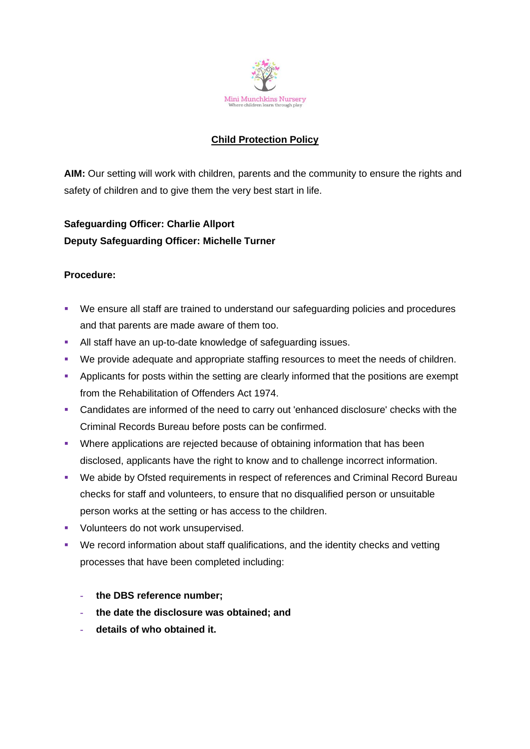Mini Munchkins Nursery
Where children learn through play

# Child Protection Policy

**AIM:** Our setting will work with children, parents and the community to ensure the rights and safety of children and to give them the very best start in life.

**Safeguarding Officer: Charlie Allport**
**Deputy Safeguarding Officer: Michelle Turner**

**Procedure:**

- We ensure all staff are trained to understand our safeguarding policies and procedures and that parents are made aware of them too.
- All staff have an up-to-date knowledge of safeguarding issues.
- We provide adequate and appropriate staffing resources to meet the needs of children.
- Applicants for posts within the setting are clearly informed that the positions are exempt from the Rehabilitation of Offenders Act 1974.
- Candidates are informed of the need to carry out 'enhanced disclosure' checks with the Criminal Records Bureau before posts can be confirmed.
- Where applications are rejected because of obtaining information that has been disclosed, applicants have the right to know and to challenge incorrect information.
- We abide by Ofsted requirements in respect of references and Criminal Record Bureau checks for staff and volunteers, to ensure that no disqualified person or unsuitable person works at the setting or has access to the children.
- Volunteers do not work unsupervised.
- We record information about staff qualifications, and the identity checks and vetting processes that have been completed including:
  - **the DBS reference number;**
  - **the date the disclosure was obtained; and**
  - **details of who obtained it.**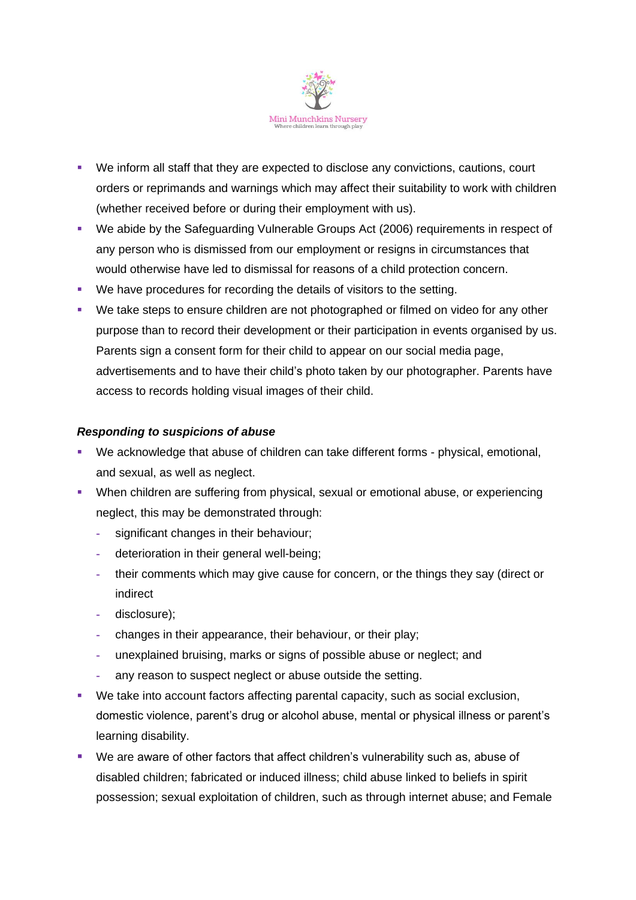- We inform all staff that they are expected to disclose any convictions, cautions, court orders or reprimands and warnings which may affect their suitability to work with children (whether received before or during their employment with us).
- We abide by the Safeguarding Vulnerable Groups Act (2006) requirements in respect of any person who is dismissed from our employment or resigns in circumstances that would otherwise have led to dismissal for reasons of a child protection concern.
- We have procedures for recording the details of visitors to the setting.
- We take steps to ensure children are not photographed or filmed on video for any other purpose than to record their development or their participation in events organised by us. Parents sign a consent form for their child to appear on our social media page, advertisements and to have their child's photo taken by our photographer. Parents have access to records holding visual images of their child.

***Responding to suspicions of abuse***

- We acknowledge that abuse of children can take different forms - physical, emotional, and sexual, as well as neglect.
- When children are suffering from physical, sexual or emotional abuse, or experiencing neglect, this may be demonstrated through:
  - significant changes in their behaviour;
  - deterioration in their general well-being;
  - their comments which may give cause for concern, or the things they say (direct or indirect
  - disclosure);
  - changes in their appearance, their behaviour, or their play;
  - unexplained bruising, marks or signs of possible abuse or neglect; and
  - any reason to suspect neglect or abuse outside the setting.
- We take into account factors affecting parental capacity, such as social exclusion, domestic violence, parent's drug or alcohol abuse, mental or physical illness or parent's learning disability.
- We are aware of other factors that affect children's vulnerability such as, abuse of disabled children; fabricated or induced illness; child abuse linked to beliefs in spirit possession; sexual exploitation of children, such as through internet abuse; and Female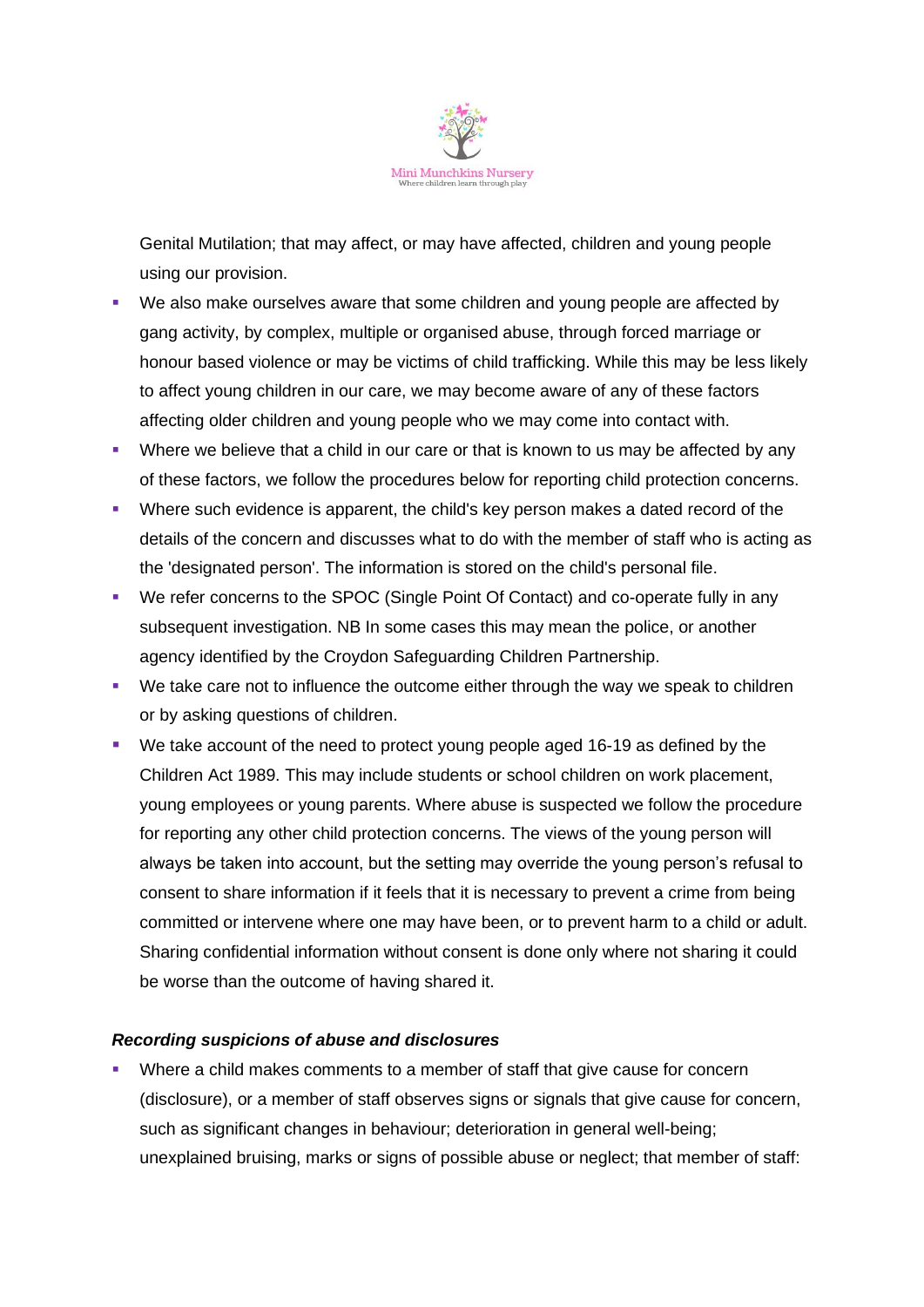Genital Mutilation; that may affect, or may have affected, children and young people using our provision.

- We also make ourselves aware that some children and young people are affected by gang activity, by complex, multiple or organised abuse, through forced marriage or honour based violence or may be victims of child trafficking. While this may be less likely to affect young children in our care, we may become aware of any of these factors affecting older children and young people who we may come into contact with.
- Where we believe that a child in our care or that is known to us may be affected by any of these factors, we follow the procedures below for reporting child protection concerns.
- Where such evidence is apparent, the child's key person makes a dated record of the details of the concern and discusses what to do with the member of staff who is acting as the 'designated person'. The information is stored on the child's personal file.
- We refer concerns to the SPOC (Single Point Of Contact) and co-operate fully in any subsequent investigation. NB In some cases this may mean the police, or another agency identified by the Croydon Safeguarding Children Partnership.
- We take care not to influence the outcome either through the way we speak to children or by asking questions of children.
- We take account of the need to protect young people aged 16-19 as defined by the Children Act 1989. This may include students or school children on work placement, young employees or young parents. Where abuse is suspected we follow the procedure for reporting any other child protection concerns. The views of the young person will always be taken into account, but the setting may override the young person's refusal to consent to share information if it feels that it is necessary to prevent a crime from being committed or intervene where one may have been, or to prevent harm to a child or adult. Sharing confidential information without consent is done only where not sharing it could be worse than the outcome of having shared it.

***Recording suspicions of abuse and disclosures***

- Where a child makes comments to a member of staff that give cause for concern (disclosure), or a member of staff observes signs or signals that give cause for concern, such as significant changes in behaviour; deterioration in general well-being; unexplained bruising, marks or signs of possible abuse or neglect; that member of staff: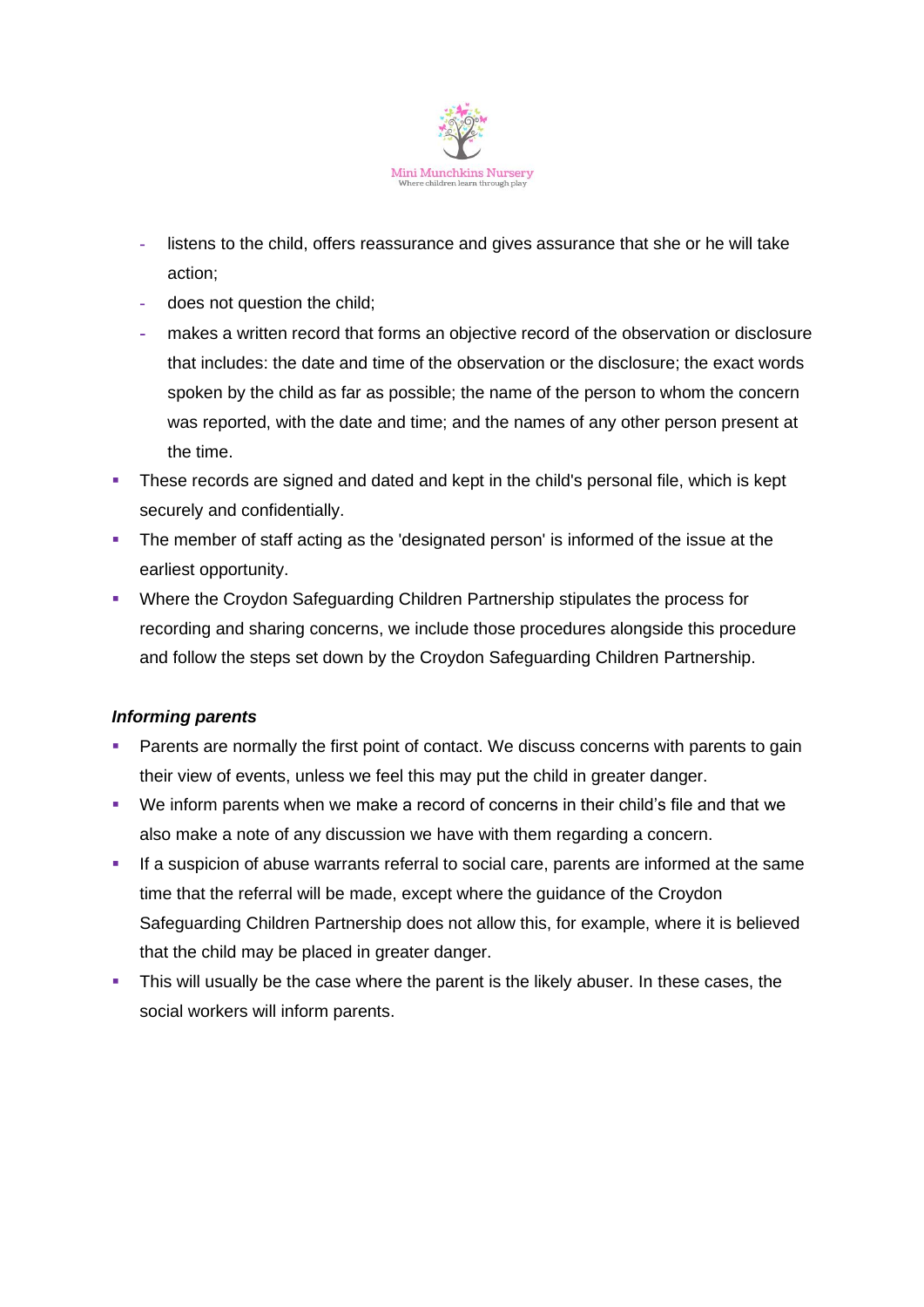- listens to the child, offers reassurance and gives assurance that she or he will take action;
  - does not question the child;
  - makes a written record that forms an objective record of the observation or disclosure that includes: the date and time of the observation or the disclosure; the exact words spoken by the child as far as possible; the name of the person to whom the concern was reported, with the date and time; and the names of any other person present at the time.
- These records are signed and dated and kept in the child's personal file, which is kept securely and confidentially.
- The member of staff acting as the 'designated person' is informed of the issue at the earliest opportunity.
- Where the Croydon Safeguarding Children Partnership stipulates the process for recording and sharing concerns, we include those procedures alongside this procedure and follow the steps set down by the Croydon Safeguarding Children Partnership.

***Informing parents***

- Parents are normally the first point of contact. We discuss concerns with parents to gain their view of events, unless we feel this may put the child in greater danger.
- We inform parents when we make a record of concerns in their child's file and that we also make a note of any discussion we have with them regarding a concern.
- If a suspicion of abuse warrants referral to social care, parents are informed at the same time that the referral will be made, except where the guidance of the Croydon Safeguarding Children Partnership does not allow this, for example, where it is believed that the child may be placed in greater danger.
- This will usually be the case where the parent is the likely abuser. In these cases, the social workers will inform parents.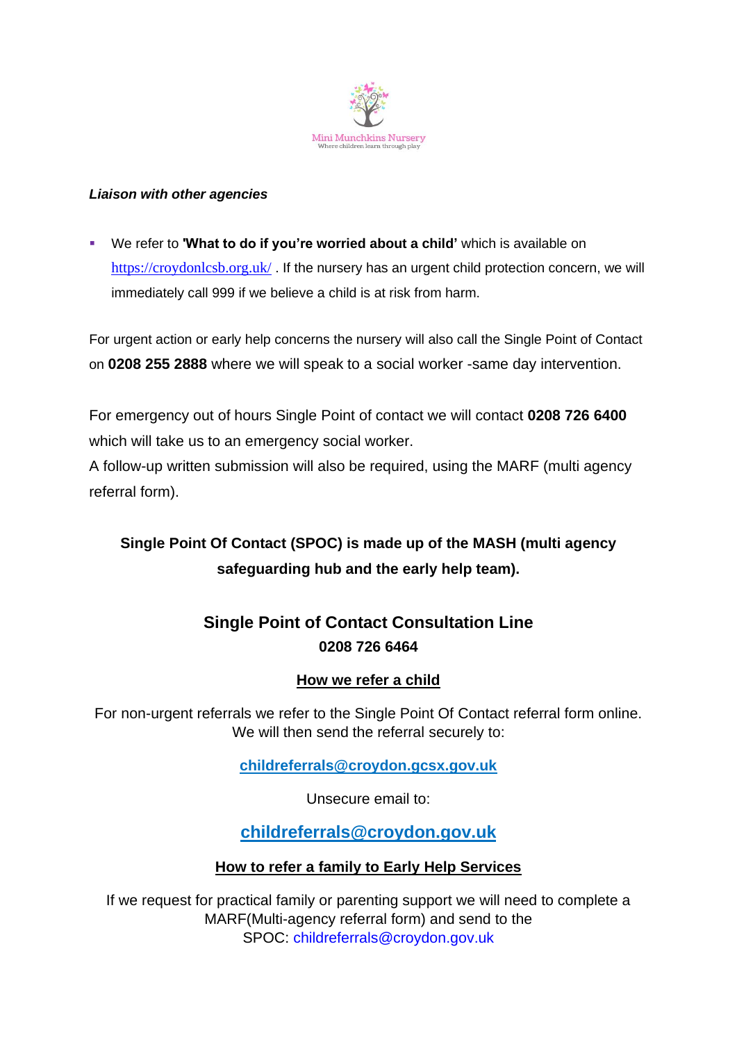*Mini Munchkins Nursery*
*Where children learn through play*

***Liaison with other agencies***

- We refer to **'What to do if you're worried about a child'** which is available on https://croydonlcsb.org.uk/ . If the nursery has an urgent child protection concern, we will immediately call 999 if we believe a child is at risk from harm.

For urgent action or early help concerns the nursery will also call the Single Point of Contact on **0208 255 2888** where we will speak to a social worker -same day intervention.

For emergency out of hours Single Point of contact we will contact **0208 726 6400** which will take us to an emergency social worker.
A follow-up written submission will also be required, using the MARF (multi agency referral form).

**Single Point Of Contact (SPOC) is made up of the MASH (multi agency safeguarding hub and the early help team).**

## Single Point of Contact Consultation Line

**0208 726 6464**

**How we refer a child**

For non-urgent referrals we refer to the Single Point Of Contact referral form online. We will then send the referral securely to:

**childreferrals@croydon.gcsx.gov.uk**

Unsecure email to:

**childreferrals@croydon.gov.uk**

**How to refer a family to Early Help Services**

If we request for practical family or parenting support we will need to complete a MARF(Multi-agency referral form) and send to the SPOC: childreferrals@croydon.gov.uk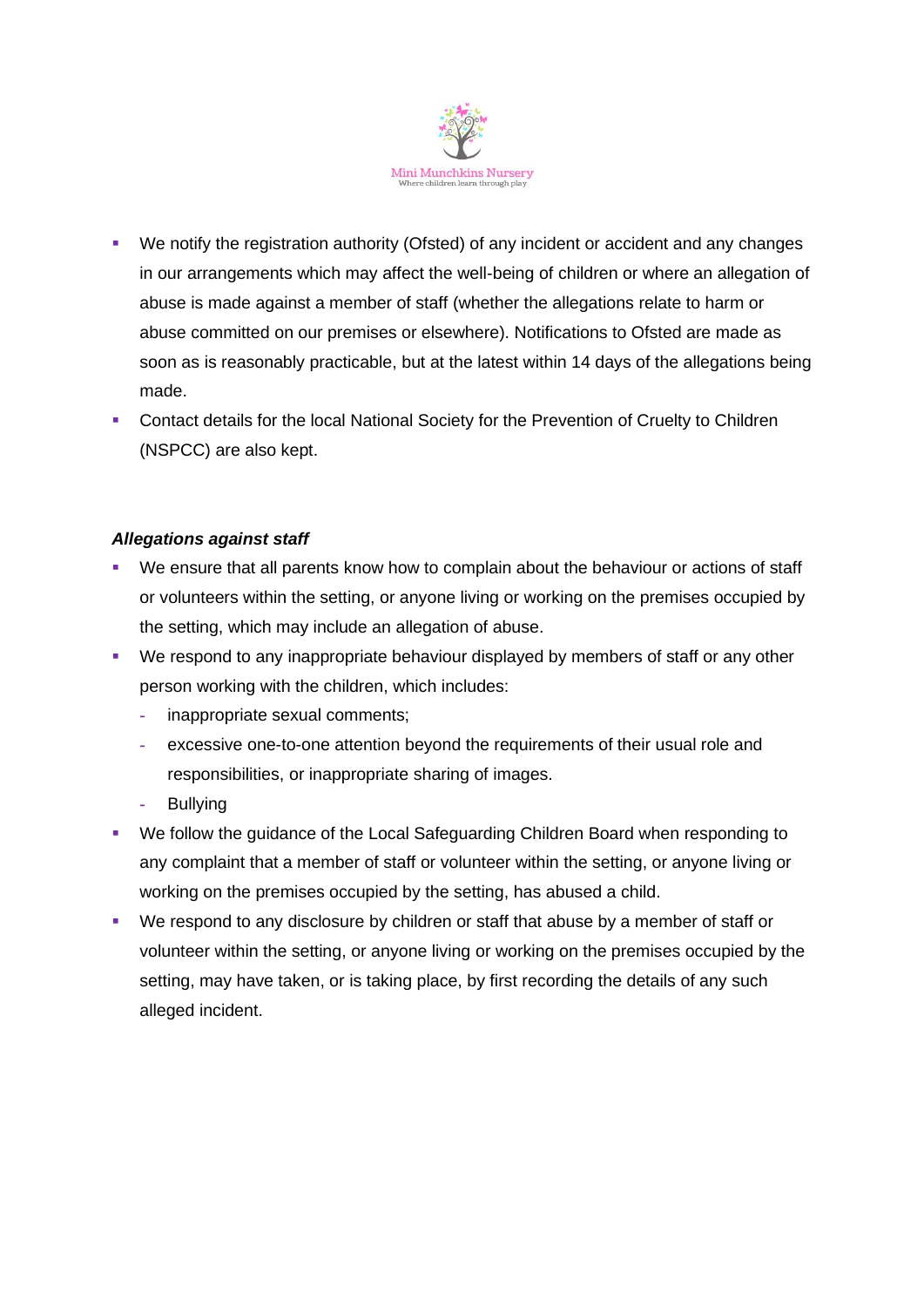- We notify the registration authority (Ofsted) of any incident or accident and any changes in our arrangements which may affect the well-being of children or where an allegation of abuse is made against a member of staff (whether the allegations relate to harm or abuse committed on our premises or elsewhere). Notifications to Ofsted are made as soon as is reasonably practicable, but at the latest within 14 days of the allegations being made.
- Contact details for the local National Society for the Prevention of Cruelty to Children (NSPCC) are also kept.

***Allegations against staff***

- We ensure that all parents know how to complain about the behaviour or actions of staff or volunteers within the setting, or anyone living or working on the premises occupied by the setting, which may include an allegation of abuse.
- We respond to any inappropriate behaviour displayed by members of staff or any other person working with the children, which includes:
  - inappropriate sexual comments;
  - excessive one-to-one attention beyond the requirements of their usual role and responsibilities, or inappropriate sharing of images.
  - Bullying
- We follow the guidance of the Local Safeguarding Children Board when responding to any complaint that a member of staff or volunteer within the setting, or anyone living or working on the premises occupied by the setting, has abused a child.
- We respond to any disclosure by children or staff that abuse by a member of staff or volunteer within the setting, or anyone living or working on the premises occupied by the setting, may have taken, or is taking place, by first recording the details of any such alleged incident.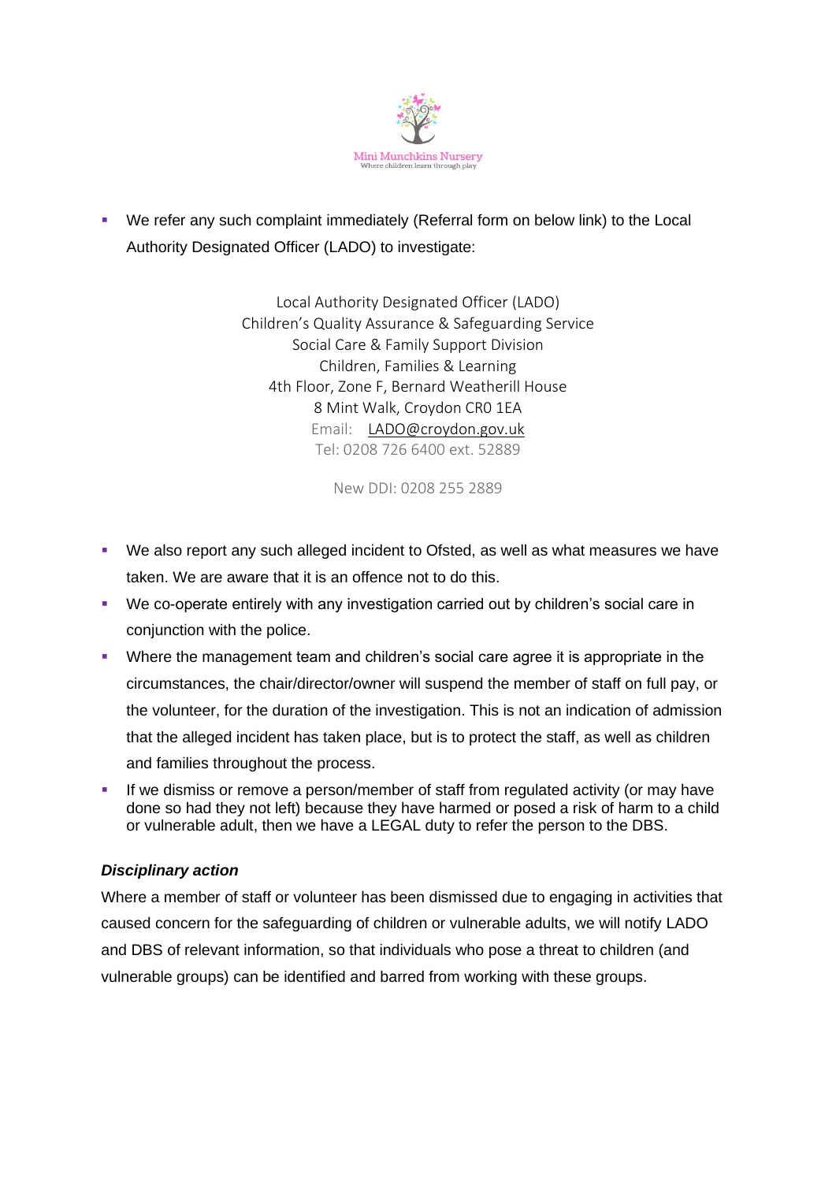- We refer any such complaint immediately (Referral form on below link) to the Local Authority Designated Officer (LADO) to investigate:

  Local Authority Designated Officer (LADO)
  Children's Quality Assurance & Safeguarding Service
  Social Care & Family Support Division
  Children, Families & Learning
  4th Floor, Zone F, Bernard Weatherill House
  8 Mint Walk, Croydon CR0 1EA
  Email: LADO@croydon.gov.uk
  Tel: 0208 726 6400 ext. 52889

  New DDI: 0208 255 2889

- We also report any such alleged incident to Ofsted, as well as what measures we have taken. We are aware that it is an offence not to do this.
- We co-operate entirely with any investigation carried out by children's social care in conjunction with the police.
- Where the management team and children's social care agree it is appropriate in the circumstances, the chair/director/owner will suspend the member of staff on full pay, or the volunteer, for the duration of the investigation. This is not an indication of admission that the alleged incident has taken place, but is to protect the staff, as well as children and families throughout the process.
- If we dismiss or remove a person/member of staff from regulated activity (or may have done so had they not left) because they have harmed or posed a risk of harm to a child or vulnerable adult, then we have a LEGAL duty to refer the person to the DBS.

***Disciplinary action***

Where a member of staff or volunteer has been dismissed due to engaging in activities that caused concern for the safeguarding of children or vulnerable adults, we will notify LADO and DBS of relevant information, so that individuals who pose a threat to children (and vulnerable groups) can be identified and barred from working with these groups.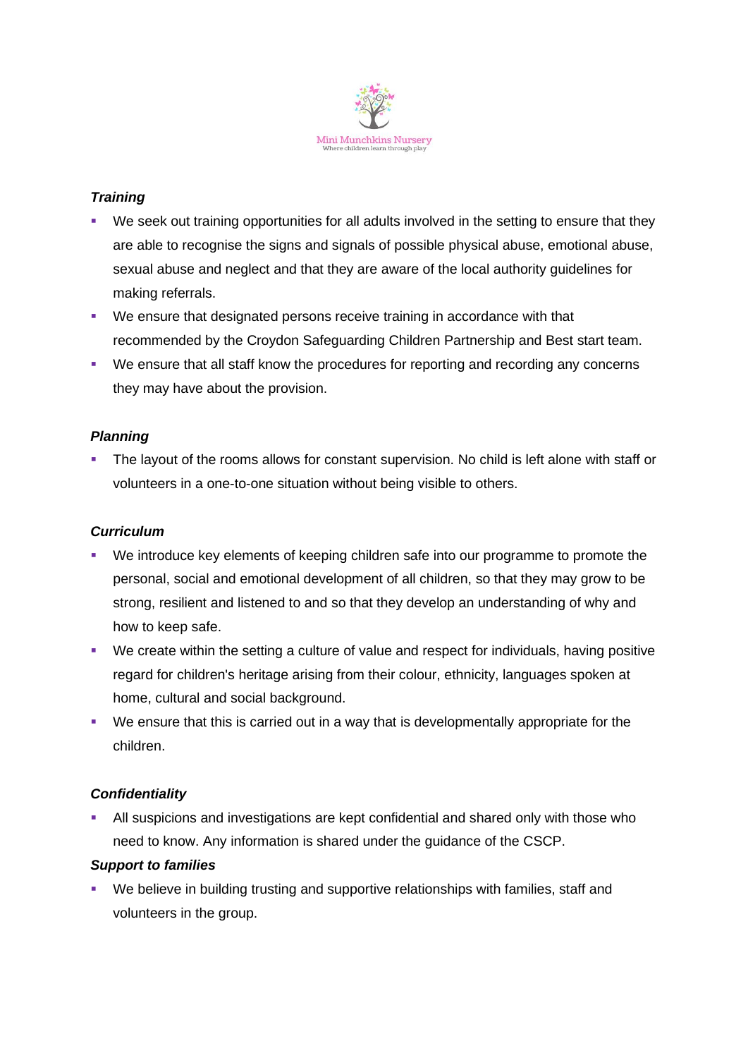***Training***

- We seek out training opportunities for all adults involved in the setting to ensure that they are able to recognise the signs and signals of possible physical abuse, emotional abuse, sexual abuse and neglect and that they are aware of the local authority guidelines for making referrals.
- We ensure that designated persons receive training in accordance with that recommended by the Croydon Safeguarding Children Partnership and Best start team.
- We ensure that all staff know the procedures for reporting and recording any concerns they may have about the provision.

***Planning***

- The layout of the rooms allows for constant supervision. No child is left alone with staff or volunteers in a one-to-one situation without being visible to others.

***Curriculum***

- We introduce key elements of keeping children safe into our programme to promote the personal, social and emotional development of all children, so that they may grow to be strong, resilient and listened to and so that they develop an understanding of why and how to keep safe.
- We create within the setting a culture of value and respect for individuals, having positive regard for children's heritage arising from their colour, ethnicity, languages spoken at home, cultural and social background.
- We ensure that this is carried out in a way that is developmentally appropriate for the children.

***Confidentiality***

- All suspicions and investigations are kept confidential and shared only with those who need to know. Any information is shared under the guidance of the CSCP.

***Support to families***

- We believe in building trusting and supportive relationships with families, staff and volunteers in the group.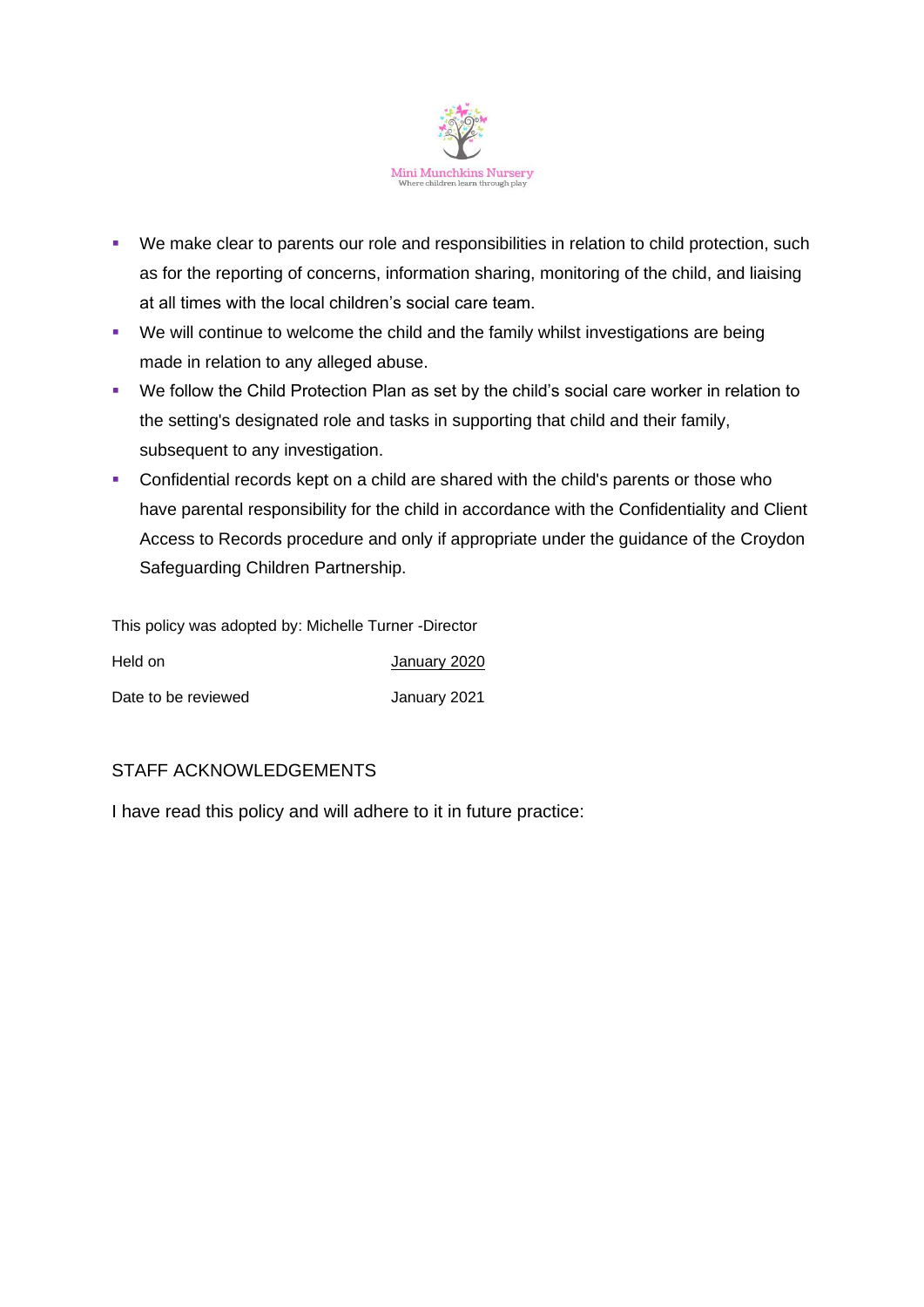- We make clear to parents our role and responsibilities in relation to child protection, such as for the reporting of concerns, information sharing, monitoring of the child, and liaising at all times with the local children's social care team.
- We will continue to welcome the child and the family whilst investigations are being made in relation to any alleged abuse.
- We follow the Child Protection Plan as set by the child's social care worker in relation to the setting's designated role and tasks in supporting that child and their family, subsequent to any investigation.
- Confidential records kept on a child are shared with the child's parents or those who have parental responsibility for the child in accordance with the Confidentiality and Client Access to Records procedure and only if appropriate under the guidance of the Croydon Safeguarding Children Partnership.

This policy was adopted by: Michelle Turner -Director

Held on January 2020

Date to be reviewed January 2021

STAFF ACKNOWLEDGEMENTS

I have read this policy and will adhere to it in future practice: